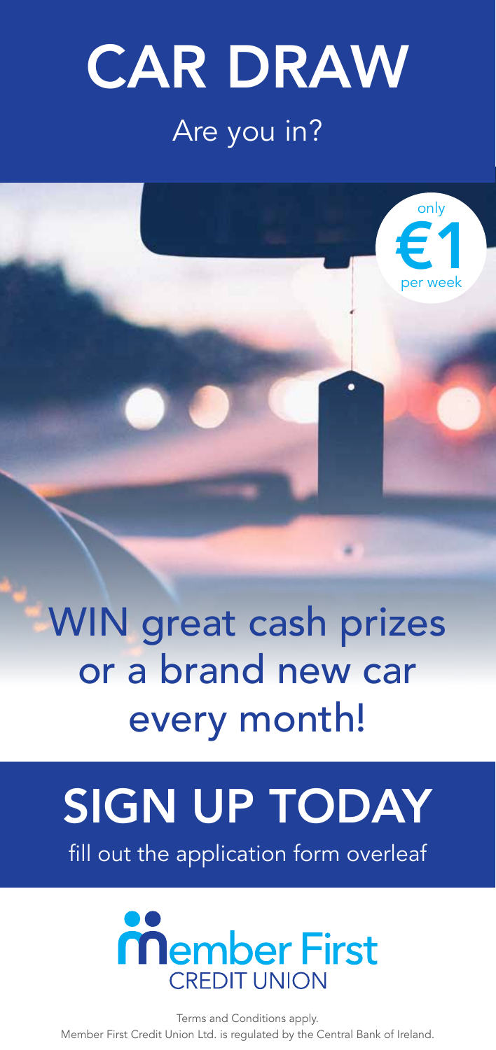# CAR DRAW

Are you in?

only **€1** per week

## WIN great cash prizes or a brand new car every month!

# SIGN UP TODAY

fill out the application form overleaf

**Member First**
CREDIT UNION

Terms and Conditions apply.
Member First Credit Union Ltd. is regulated by the Central Bank of Ireland.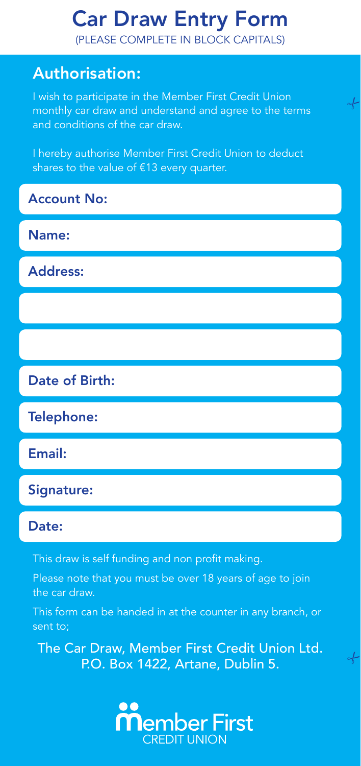# Car Draw Entry Form

(PLEASE COMPLETE IN BLOCK CAPITALS)

## Authorisation:

I wish to participate in the Member First Credit Union monthly car draw and understand and agree to the terms and conditions of the car draw.

I hereby authorise Member First Credit Union to deduct shares to the value of €13 every quarter.

**Account No:**

**Name:**

**Address:**

**Date of Birth:**

**Telephone:**

**Email:**

**Signature:**

**Date:**

This draw is self funding and non profit making.

Please note that you must be over 18 years of age to join the car draw.

This form can be handed in at the counter in any branch, or sent to;

The Car Draw, Member First Credit Union Ltd.
P.O. Box 1422, Artane, Dublin 5.

Member First CREDIT UNION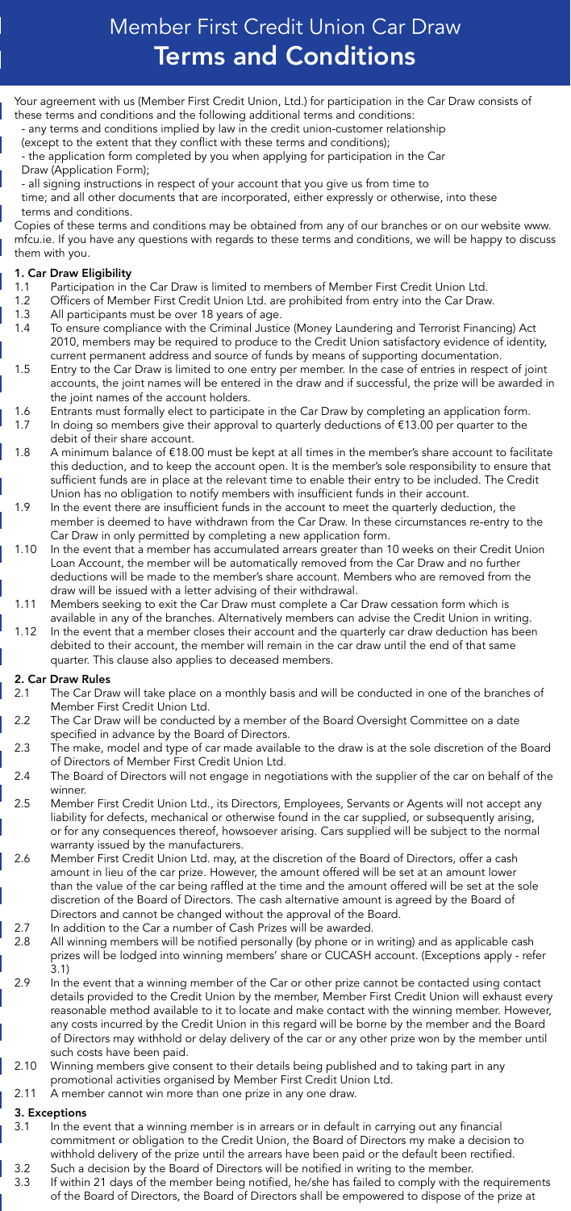# Member First Credit Union Car Draw

## Terms and Conditions

Your agreement with us (Member First Credit Union, Ltd.) for participation in the Car Draw consists of these terms and conditions and the following additional terms and conditions:

- any terms and conditions implied by law in the credit union-customer relationship (except to the extent that they conflict with these terms and conditions);
- the application form completed by you when applying for participation in the Car Draw (Application Form);
- all signing instructions in respect of your account that you give us from time to time; and all other documents that are incorporated, either expressly or otherwise, into these terms and conditions.

Copies of these terms and conditions may be obtained from any of our branches or on our website www.mfcu.ie. If you have any questions with regards to these terms and conditions, we will be happy to discuss them with you.

### 1. Car Draw Eligibility

1.1 Participation in the Car Draw is limited to members of Member First Credit Union Ltd.

1.2 Officers of Member First Credit Union Ltd. are prohibited from entry into the Car Draw.

1.3 All participants must be over 18 years of age.

1.4 To ensure compliance with the Criminal Justice (Money Laundering and Terrorist Financing) Act 2010, members may be required to produce to the Credit Union satisfactory evidence of identity, current permanent address and source of funds by means of supporting documentation.

1.5 Entry to the Car Draw is limited to one entry per member. In the case of entries in respect of joint accounts, the joint names will be entered in the draw and if successful, the prize will be awarded in the joint names of the account holders.

1.6 Entrants must formally elect to participate in the Car Draw by completing an application form.

1.7 In doing so members give their approval to quarterly deductions of €13.00 per quarter to the debit of their share account.

1.8 A minimum balance of €18.00 must be kept at all times in the member's share account to facilitate this deduction, and to keep the account open. It is the member's sole responsibility to ensure that sufficient funds are in place at the relevant time to enable their entry to be included. The Credit Union has no obligation to notify members with insufficient funds in their account.

1.9 In the event there are insufficient funds in the account to meet the quarterly deduction, the member is deemed to have withdrawn from the Car Draw. In these circumstances re-entry to the Car Draw in only permitted by completing a new application form.

1.10 In the event that a member has accumulated arrears greater than 10 weeks on their Credit Union Loan Account, the member will be automatically removed from the Car Draw and no further deductions will be made to the member's share account. Members who are removed from the draw will be issued with a letter advising of their withdrawal.

1.11 Members seeking to exit the Car Draw must complete a Car Draw cessation form which is available in any of the branches. Alternatively members can advise the Credit Union in writing.

1.12 In the event that a member closes their account and the quarterly car draw deduction has been debited to their account, the member will remain in the car draw until the end of that same quarter. This clause also applies to deceased members.

### 2. Car Draw Rules

2.1 The Car Draw will take place on a monthly basis and will be conducted in one of the branches of Member First Credit Union Ltd.

2.2 The Car Draw will be conducted by a member of the Board Oversight Committee on a date specified in advance by the Board of Directors.

2.3 The make, model and type of car made available to the draw is at the sole discretion of the Board of Directors of Member First Credit Union Ltd.

2.4 The Board of Directors will not engage in negotiations with the supplier of the car on behalf of the winner.

2.5 Member First Credit Union Ltd., its Directors, Employees, Servants or Agents will not accept any liability for defects, mechanical or otherwise found in the car supplied, or subsequently arising, or for any consequences thereof, howsoever arising. Cars supplied will be subject to the normal warranty issued by the manufacturers.

2.6 Member First Credit Union Ltd. may, at the discretion of the Board of Directors, offer a cash amount in lieu of the car prize. However, the amount offered will be set at an amount lower than the value of the car being raffled at the time and the amount offered will be set at the sole discretion of the Board of Directors. The cash alternative amount is agreed by the Board of Directors and cannot be changed without the approval of the Board.

2.7 In addition to the Car a number of Cash Prizes will be awarded.

2.8 All winning members will be notified personally (by phone or in writing) and as applicable cash prizes will be lodged into winning members' share or CUCASH account. (Exceptions apply - refer 3.1)

2.9 In the event that a winning member of the Car or other prize cannot be contacted using contact details provided to the Credit Union by the member, Member First Credit Union will exhaust every reasonable method available to it to locate and make contact with the winning member. However, any costs incurred by the Credit Union in this regard will be borne by the member and the Board of Directors may withhold or delay delivery of the car or any other prize won by the member until such costs have been paid.

2.10 Winning members give consent to their details being published and to taking part in any promotional activities organised by Member First Credit Union Ltd.

2.11 A member cannot win more than one prize in any one draw.

### 3. Exceptions

3.1 In the event that a winning member is in arrears or in default in carrying out any financial commitment or obligation to the Credit Union, the Board of Directors my make a decision to withhold delivery of the prize until the arrears have been paid or the default been rectified.

3.2 Such a decision by the Board of Directors will be notified in writing to the member.

3.3 If within 21 days of the member being notified, he/she has failed to comply with the requirements of the Board of Directors, the Board of Directors shall be empowered to dispose of the prize at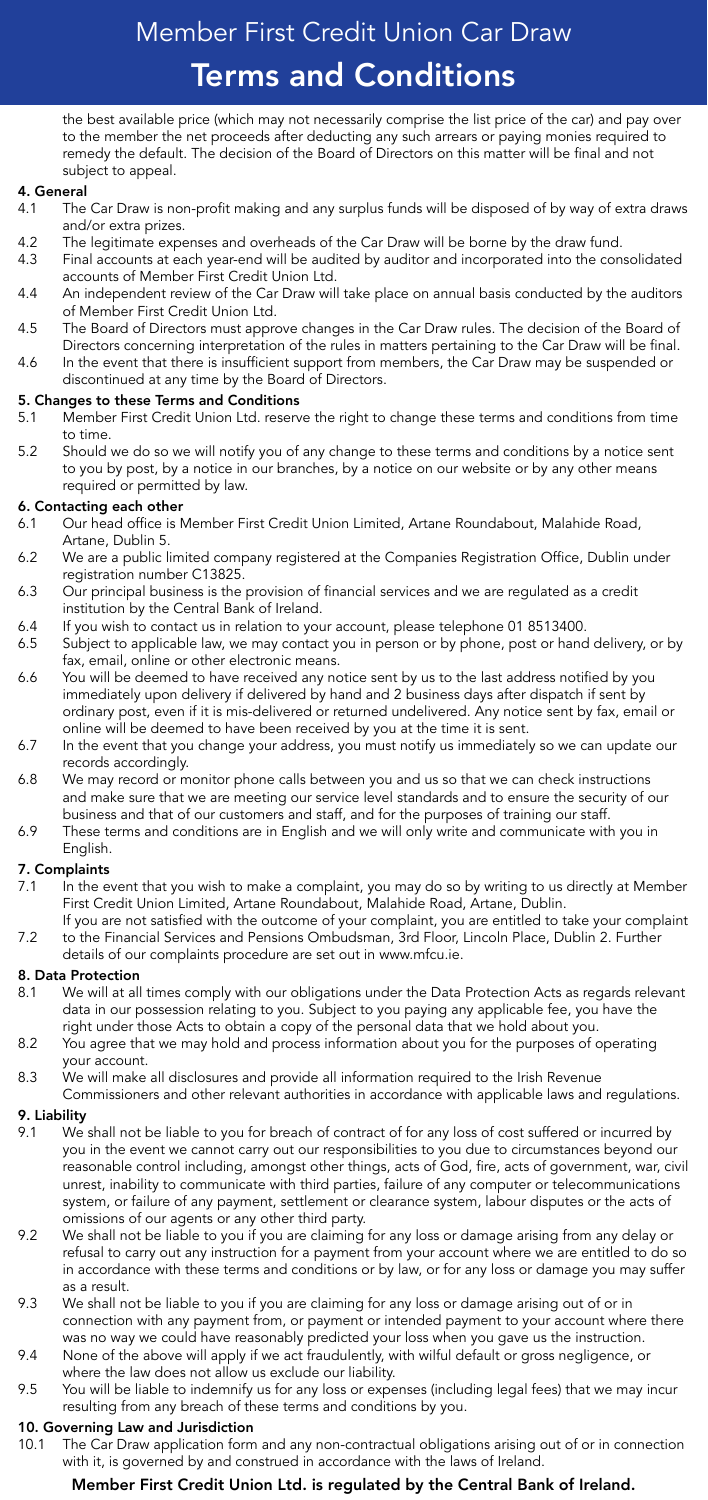the best available price (which may not necessarily comprise the list price of the car) and pay over to the member the net proceeds after deducting any such arrears or paying monies required to remedy the default. The decision of the Board of Directors on this matter will be final and not subject to appeal.

## 4. General

4.1 The Car Draw is non-profit making and any surplus funds will be disposed of by way of extra draws and/or extra prizes.

4.2 The legitimate expenses and overheads of the Car Draw will be borne by the draw fund.

4.3 Final accounts at each year-end will be audited by auditor and incorporated into the consolidated accounts of Member First Credit Union Ltd.

4.4 An independent review of the Car Draw will take place on annual basis conducted by the auditors of Member First Credit Union Ltd.

4.5 The Board of Directors must approve changes in the Car Draw rules. The decision of the Board of Directors concerning interpretation of the rules in matters pertaining to the Car Draw will be final.

4.6 In the event that there is insufficient support from members, the Car Draw may be suspended or discontinued at any time by the Board of Directors.

## 5. Changes to these Terms and Conditions

5.1 Member First Credit Union Ltd. reserve the right to change these terms and conditions from time to time.

5.2 Should we do so we will notify you of any change to these terms and conditions by a notice sent to you by post, by a notice in our branches, by a notice on our website or by any other means required or permitted by law.

## 6. Contacting each other

6.1 Our head office is Member First Credit Union Limited, Artane Roundabout, Malahide Road, Artane, Dublin 5.

6.2 We are a public limited company registered at the Companies Registration Office, Dublin under registration number C13825.

6.3 Our principal business is the provision of financial services and we are regulated as a credit institution by the Central Bank of Ireland.

6.4 If you wish to contact us in relation to your account, please telephone 01 8513400.

6.5 Subject to applicable law, we may contact you in person or by phone, post or hand delivery, or by fax, email, online or other electronic means.

6.6 You will be deemed to have received any notice sent by us to the last address notified by you immediately upon delivery if delivered by hand and 2 business days after dispatch if sent by ordinary post, even if it is mis-delivered or returned undelivered. Any notice sent by fax, email or online will be deemed to have been received by you at the time it is sent.

6.7 In the event that you change your address, you must notify us immediately so we can update our records accordingly.

6.8 We may record or monitor phone calls between you and us so that we can check instructions and make sure that we are meeting our service level standards and to ensure the security of our business and that of our customers and staff, and for the purposes of training our staff.

6.9 These terms and conditions are in English and we will only write and communicate with you in English.

## 7. Complaints

7.1 In the event that you wish to make a complaint, you may do so by writing to us directly at Member First Credit Union Limited, Artane Roundabout, Malahide Road, Artane, Dublin.

7.2 If you are not satisfied with the outcome of your complaint, you are entitled to take your complaint to the Financial Services and Pensions Ombudsman, 3rd Floor, Lincoln Place, Dublin 2. Further details of our complaints procedure are set out in www.mfcu.ie.

## 8. Data Protection

8.1 We will at all times comply with our obligations under the Data Protection Acts as regards relevant data in our possession relating to you. Subject to you paying any applicable fee, you have the right under those Acts to obtain a copy of the personal data that we hold about you.

8.2 You agree that we may hold and process information about you for the purposes of operating your account.

8.3 We will make all disclosures and provide all information required to the Irish Revenue Commissioners and other relevant authorities in accordance with applicable laws and regulations.

## 9. Liability

9.1 We shall not be liable to you for breach of contract of for any loss of cost suffered or incurred by you in the event we cannot carry out our responsibilities to you due to circumstances beyond our reasonable control including, amongst other things, acts of God, fire, acts of government, war, civil unrest, inability to communicate with third parties, failure of any computer or telecommunications system, or failure of any payment, settlement or clearance system, labour disputes or the acts of omissions of our agents or any other third party.

9.2 We shall not be liable to you if you are claiming for any loss or damage arising from any delay or refusal to carry out any instruction for a payment from your account where we are entitled to do so in accordance with these terms and conditions or by law, or for any loss or damage you may suffer as a result.

9.3 We shall not be liable to you if you are claiming for any loss or damage arising out of or in connection with any payment from, or payment or intended payment to your account where there was no way we could have reasonably predicted your loss when you gave us the instruction.

9.4 None of the above will apply if we act fraudulently, with wilful default or gross negligence, or where the law does not allow us exclude our liability.

9.5 You will be liable to indemnify us for any loss or expenses (including legal fees) that we may incur resulting from any breach of these terms and conditions by you.

## 10. Governing Law and Jurisdiction

10.1 The Car Draw application form and any non-contractual obligations arising out of or in connection with it, is governed by and construed in accordance with the laws of Ireland.

**Member First Credit Union Ltd. is regulated by the Central Bank of Ireland.**